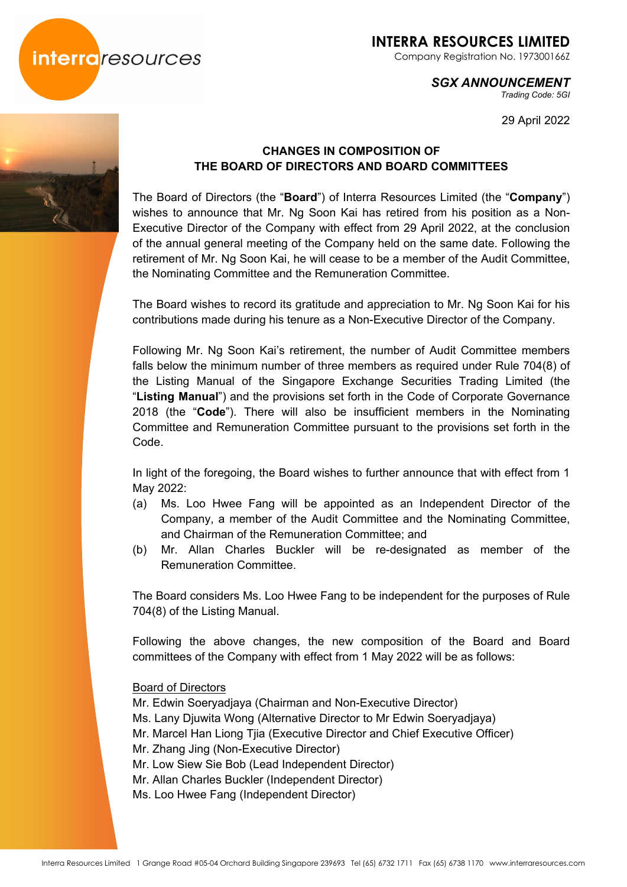**INTERRA RESOURCES LIMITED**
Company Registration No. 197300166Z

***SGX ANNOUNCEMENT***
*Trading Code: 5GI*

29 April 2022

## CHANGES IN COMPOSITION OF THE BOARD OF DIRECTORS AND BOARD COMMITTEES

The Board of Directors (the "**Board**") of Interra Resources Limited (the "**Company**") wishes to announce that Mr. Ng Soon Kai has retired from his position as a Non-Executive Director of the Company with effect from 29 April 2022, at the conclusion of the annual general meeting of the Company held on the same date. Following the retirement of Mr. Ng Soon Kai, he will cease to be a member of the Audit Committee, the Nominating Committee and the Remuneration Committee.

The Board wishes to record its gratitude and appreciation to Mr. Ng Soon Kai for his contributions made during his tenure as a Non-Executive Director of the Company.

Following Mr. Ng Soon Kai's retirement, the number of Audit Committee members falls below the minimum number of three members as required under Rule 704(8) of the Listing Manual of the Singapore Exchange Securities Trading Limited (the "**Listing Manual**") and the provisions set forth in the Code of Corporate Governance 2018 (the "**Code**"). There will also be insufficient members in the Nominating Committee and Remuneration Committee pursuant to the provisions set forth in the Code.

In light of the foregoing, the Board wishes to further announce that with effect from 1 May 2022:

(a) Ms. Loo Hwee Fang will be appointed as an Independent Director of the Company, a member of the Audit Committee and the Nominating Committee, and Chairman of the Remuneration Committee; and

(b) Mr. Allan Charles Buckler will be re-designated as member of the Remuneration Committee.

The Board considers Ms. Loo Hwee Fang to be independent for the purposes of Rule 704(8) of the Listing Manual.

Following the above changes, the new composition of the Board and Board committees of the Company with effect from 1 May 2022 will be as follows:

<u>Board of Directors</u>
Mr. Edwin Soeryadjaya (Chairman and Non-Executive Director)
Ms. Lany Djuwita Wong (Alternative Director to Mr Edwin Soeryadjaya)
Mr. Marcel Han Liong Tjia (Executive Director and Chief Executive Officer)
Mr. Zhang Jing (Non-Executive Director)
Mr. Low Siew Sie Bob (Lead Independent Director)
Mr. Allan Charles Buckler (Independent Director)
Ms. Loo Hwee Fang (Independent Director)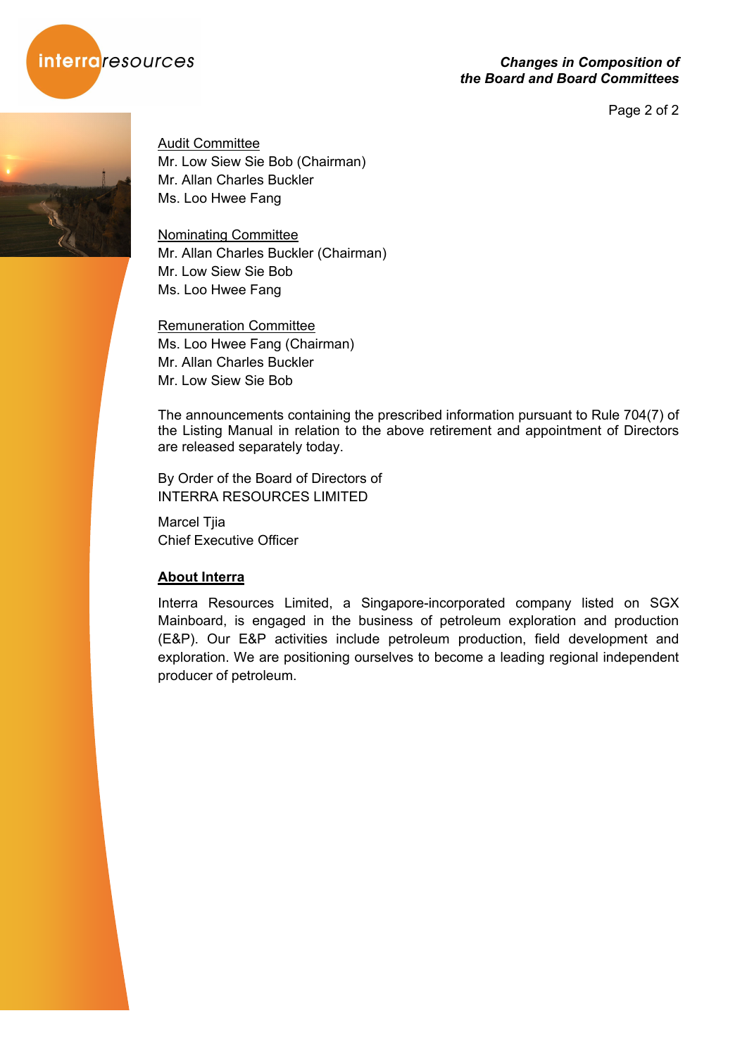<u>Audit Committee</u>
Mr. Low Siew Sie Bob (Chairman)
Mr. Allan Charles Buckler
Ms. Loo Hwee Fang

<u>Nominating Committee</u>
Mr. Allan Charles Buckler (Chairman)
Mr. Low Siew Sie Bob
Ms. Loo Hwee Fang

<u>Remuneration Committee</u>
Ms. Loo Hwee Fang (Chairman)
Mr. Allan Charles Buckler
Mr. Low Siew Sie Bob

The announcements containing the prescribed information pursuant to Rule 704(7) of the Listing Manual in relation to the above retirement and appointment of Directors are released separately today.

By Order of the Board of Directors of
INTERRA RESOURCES LIMITED

Marcel Tjia
Chief Executive Officer

**<u>About Interra</u>**

Interra Resources Limited, a Singapore-incorporated company listed on SGX Mainboard, is engaged in the business of petroleum exploration and production (E&P). Our E&P activities include petroleum production, field development and exploration. We are positioning ourselves to become a leading regional independent producer of petroleum.